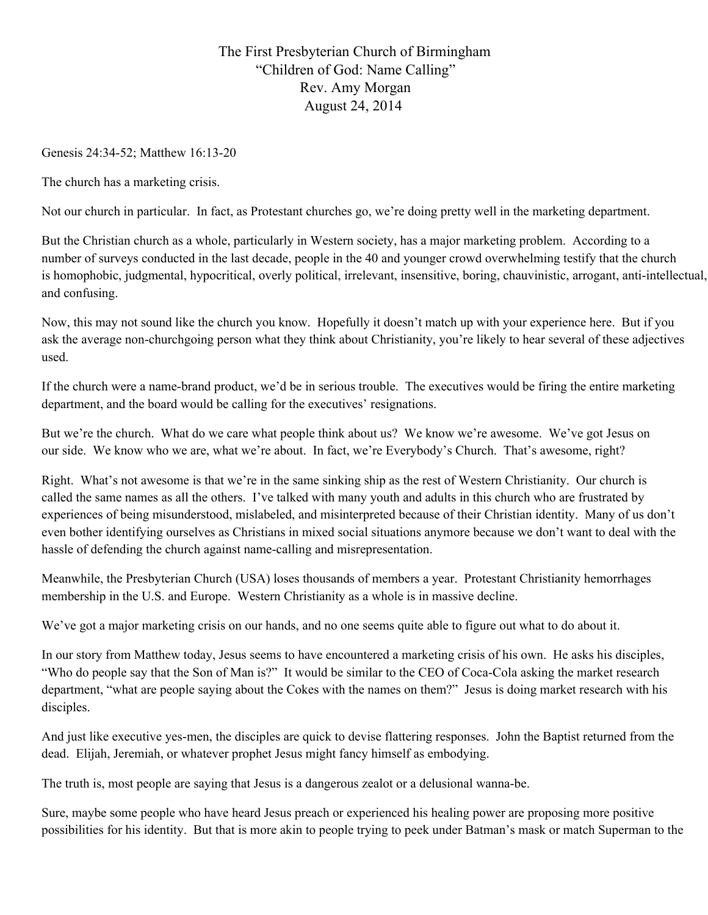# The First Presbyterian Church of Birmingham
## "Children of God: Name Calling"
### Rev. Amy Morgan
### August 24, 2014

Genesis 24:34-52; Matthew 16:13-20

The church has a marketing crisis.

Not our church in particular. In fact, as Protestant churches go, we're doing pretty well in the marketing department.

But the Christian church as a whole, particularly in Western society, has a major marketing problem. According to a number of surveys conducted in the last decade, people in the 40 and younger crowd overwhelming testify that the church is homophobic, judgmental, hypocritical, overly political, irrelevant, insensitive, boring, chauvinistic, arrogant, anti-intellectual, and confusing.

Now, this may not sound like the church you know. Hopefully it doesn't match up with your experience here. But if you ask the average non-churchgoing person what they think about Christianity, you're likely to hear several of these adjectives used.

If the church were a name-brand product, we'd be in serious trouble. The executives would be firing the entire marketing department, and the board would be calling for the executives' resignations.

But we're the church. What do we care what people think about us? We know we're awesome. We've got Jesus on our side. We know who we are, what we're about. In fact, we're Everybody's Church. That's awesome, right?

Right. What's not awesome is that we're in the same sinking ship as the rest of Western Christianity. Our church is called the same names as all the others. I've talked with many youth and adults in this church who are frustrated by experiences of being misunderstood, mislabeled, and misinterpreted because of their Christian identity. Many of us don't even bother identifying ourselves as Christians in mixed social situations anymore because we don't want to deal with the hassle of defending the church against name-calling and misrepresentation.

Meanwhile, the Presbyterian Church (USA) loses thousands of members a year. Protestant Christianity hemorrhages membership in the U.S. and Europe. Western Christianity as a whole is in massive decline.

We've got a major marketing crisis on our hands, and no one seems quite able to figure out what to do about it.

In our story from Matthew today, Jesus seems to have encountered a marketing crisis of his own. He asks his disciples, "Who do people say that the Son of Man is?" It would be similar to the CEO of Coca-Cola asking the market research department, "what are people saying about the Cokes with the names on them?" Jesus is doing market research with his disciples.

And just like executive yes-men, the disciples are quick to devise flattering responses. John the Baptist returned from the dead. Elijah, Jeremiah, or whatever prophet Jesus might fancy himself as embodying.

The truth is, most people are saying that Jesus is a dangerous zealot or a delusional wanna-be.

Sure, maybe some people who have heard Jesus preach or experienced his healing power are proposing more positive possibilities for his identity. But that is more akin to people trying to peek under Batman's mask or match Superman to the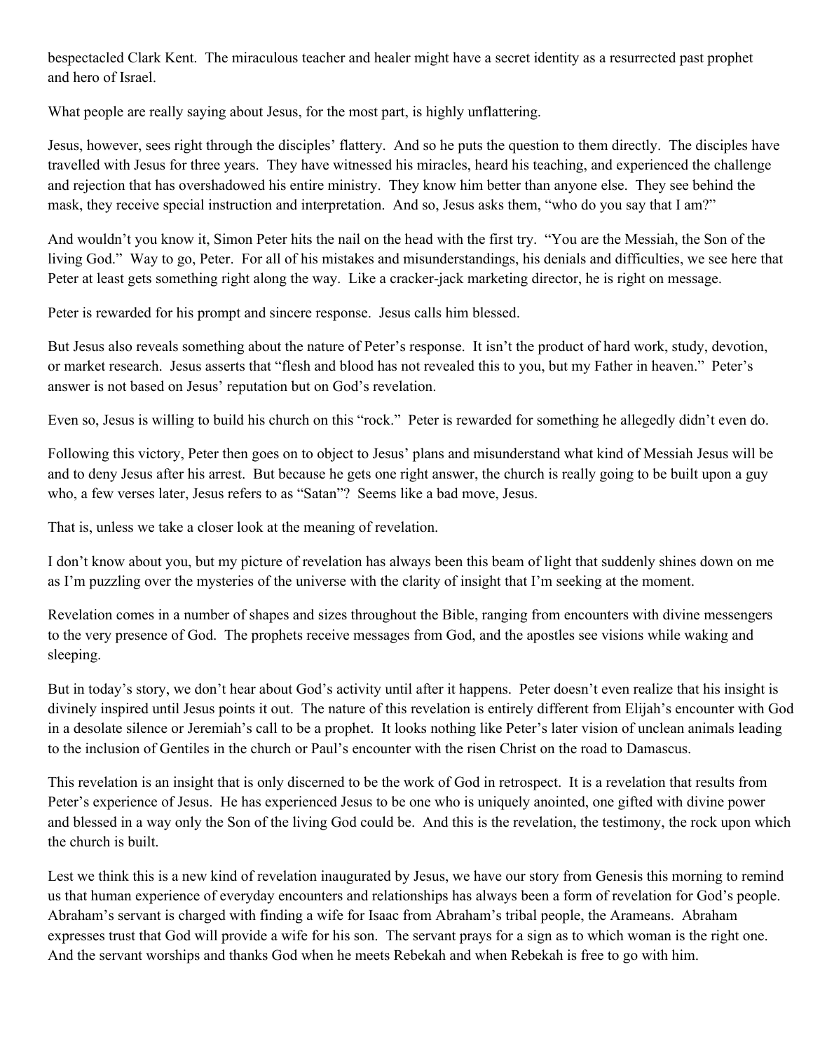bespectacled Clark Kent. The miraculous teacher and healer might have a secret identity as a resurrected past prophet and hero of Israel.

What people are really saying about Jesus, for the most part, is highly unflattering.

Jesus, however, sees right through the disciples' flattery. And so he puts the question to them directly. The disciples have travelled with Jesus for three years. They have witnessed his miracles, heard his teaching, and experienced the challenge and rejection that has overshadowed his entire ministry. They know him better than anyone else. They see behind the mask, they receive special instruction and interpretation. And so, Jesus asks them, "who do you say that I am?"

And wouldn't you know it, Simon Peter hits the nail on the head with the first try. "You are the Messiah, the Son of the living God." Way to go, Peter. For all of his mistakes and misunderstandings, his denials and difficulties, we see here that Peter at least gets something right along the way. Like a cracker-jack marketing director, he is right on message.

Peter is rewarded for his prompt and sincere response. Jesus calls him blessed.

But Jesus also reveals something about the nature of Peter's response. It isn't the product of hard work, study, devotion, or market research. Jesus asserts that "flesh and blood has not revealed this to you, but my Father in heaven." Peter's answer is not based on Jesus' reputation but on God's revelation.

Even so, Jesus is willing to build his church on this "rock." Peter is rewarded for something he allegedly didn't even do.

Following this victory, Peter then goes on to object to Jesus' plans and misunderstand what kind of Messiah Jesus will be and to deny Jesus after his arrest. But because he gets one right answer, the church is really going to be built upon a guy who, a few verses later, Jesus refers to as "Satan"? Seems like a bad move, Jesus.

That is, unless we take a closer look at the meaning of revelation.

I don't know about you, but my picture of revelation has always been this beam of light that suddenly shines down on me as I'm puzzling over the mysteries of the universe with the clarity of insight that I'm seeking at the moment.

Revelation comes in a number of shapes and sizes throughout the Bible, ranging from encounters with divine messengers to the very presence of God. The prophets receive messages from God, and the apostles see visions while waking and sleeping.

But in today's story, we don't hear about God's activity until after it happens. Peter doesn't even realize that his insight is divinely inspired until Jesus points it out. The nature of this revelation is entirely different from Elijah's encounter with God in a desolate silence or Jeremiah's call to be a prophet. It looks nothing like Peter's later vision of unclean animals leading to the inclusion of Gentiles in the church or Paul's encounter with the risen Christ on the road to Damascus.

This revelation is an insight that is only discerned to be the work of God in retrospect. It is a revelation that results from Peter's experience of Jesus. He has experienced Jesus to be one who is uniquely anointed, one gifted with divine power and blessed in a way only the Son of the living God could be. And this is the revelation, the testimony, the rock upon which the church is built.

Lest we think this is a new kind of revelation inaugurated by Jesus, we have our story from Genesis this morning to remind us that human experience of everyday encounters and relationships has always been a form of revelation for God's people. Abraham's servant is charged with finding a wife for Isaac from Abraham's tribal people, the Arameans. Abraham expresses trust that God will provide a wife for his son. The servant prays for a sign as to which woman is the right one. And the servant worships and thanks God when he meets Rebekah and when Rebekah is free to go with him.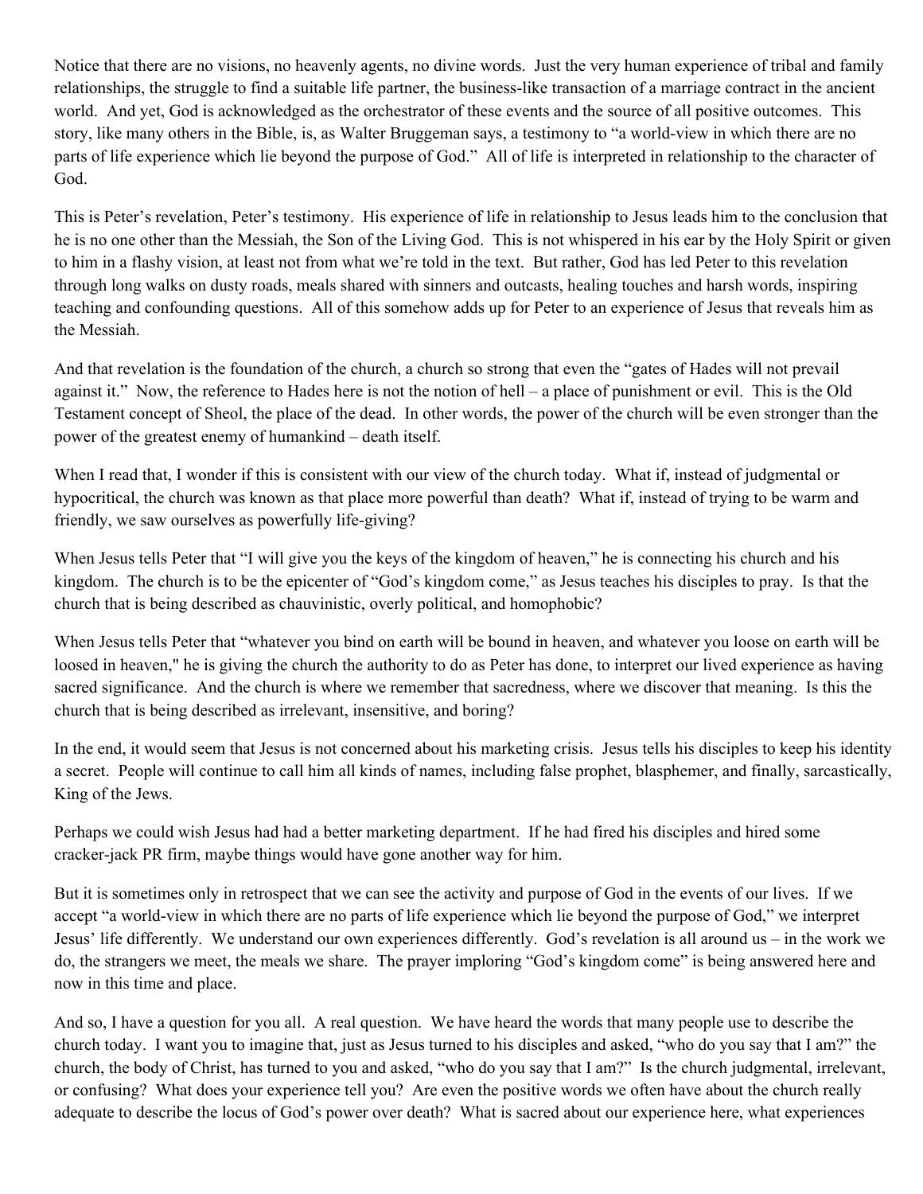Notice that there are no visions, no heavenly agents, no divine words. Just the very human experience of tribal and family relationships, the struggle to find a suitable life partner, the business-like transaction of a marriage contract in the ancient world. And yet, God is acknowledged as the orchestrator of these events and the source of all positive outcomes. This story, like many others in the Bible, is, as Walter Bruggeman says, a testimony to "a world-view in which there are no parts of life experience which lie beyond the purpose of God." All of life is interpreted in relationship to the character of God.

This is Peter's revelation, Peter's testimony. His experience of life in relationship to Jesus leads him to the conclusion that he is no one other than the Messiah, the Son of the Living God. This is not whispered in his ear by the Holy Spirit or given to him in a flashy vision, at least not from what we're told in the text. But rather, God has led Peter to this revelation through long walks on dusty roads, meals shared with sinners and outcasts, healing touches and harsh words, inspiring teaching and confounding questions. All of this somehow adds up for Peter to an experience of Jesus that reveals him as the Messiah.

And that revelation is the foundation of the church, a church so strong that even the "gates of Hades will not prevail against it." Now, the reference to Hades here is not the notion of hell – a place of punishment or evil. This is the Old Testament concept of Sheol, the place of the dead. In other words, the power of the church will be even stronger than the power of the greatest enemy of humankind – death itself.

When I read that, I wonder if this is consistent with our view of the church today. What if, instead of judgmental or hypocritical, the church was known as that place more powerful than death? What if, instead of trying to be warm and friendly, we saw ourselves as powerfully life-giving?

When Jesus tells Peter that "I will give you the keys of the kingdom of heaven," he is connecting his church and his kingdom. The church is to be the epicenter of "God's kingdom come," as Jesus teaches his disciples to pray. Is that the church that is being described as chauvinistic, overly political, and homophobic?

When Jesus tells Peter that "whatever you bind on earth will be bound in heaven, and whatever you loose on earth will be loosed in heaven," he is giving the church the authority to do as Peter has done, to interpret our lived experience as having sacred significance. And the church is where we remember that sacredness, where we discover that meaning. Is this the church that is being described as irrelevant, insensitive, and boring?

In the end, it would seem that Jesus is not concerned about his marketing crisis. Jesus tells his disciples to keep his identity a secret. People will continue to call him all kinds of names, including false prophet, blasphemer, and finally, sarcastically, King of the Jews.

Perhaps we could wish Jesus had had a better marketing department. If he had fired his disciples and hired some cracker-jack PR firm, maybe things would have gone another way for him.

But it is sometimes only in retrospect that we can see the activity and purpose of God in the events of our lives. If we accept "a world-view in which there are no parts of life experience which lie beyond the purpose of God," we interpret Jesus' life differently. We understand our own experiences differently. God's revelation is all around us – in the work we do, the strangers we meet, the meals we share. The prayer imploring "God's kingdom come" is being answered here and now in this time and place.

And so, I have a question for you all. A real question. We have heard the words that many people use to describe the church today. I want you to imagine that, just as Jesus turned to his disciples and asked, "who do you say that I am?" the church, the body of Christ, has turned to you and asked, "who do you say that I am?" Is the church judgmental, irrelevant, or confusing? What does your experience tell you? Are even the positive words we often have about the church really adequate to describe the locus of God's power over death? What is sacred about our experience here, what experiences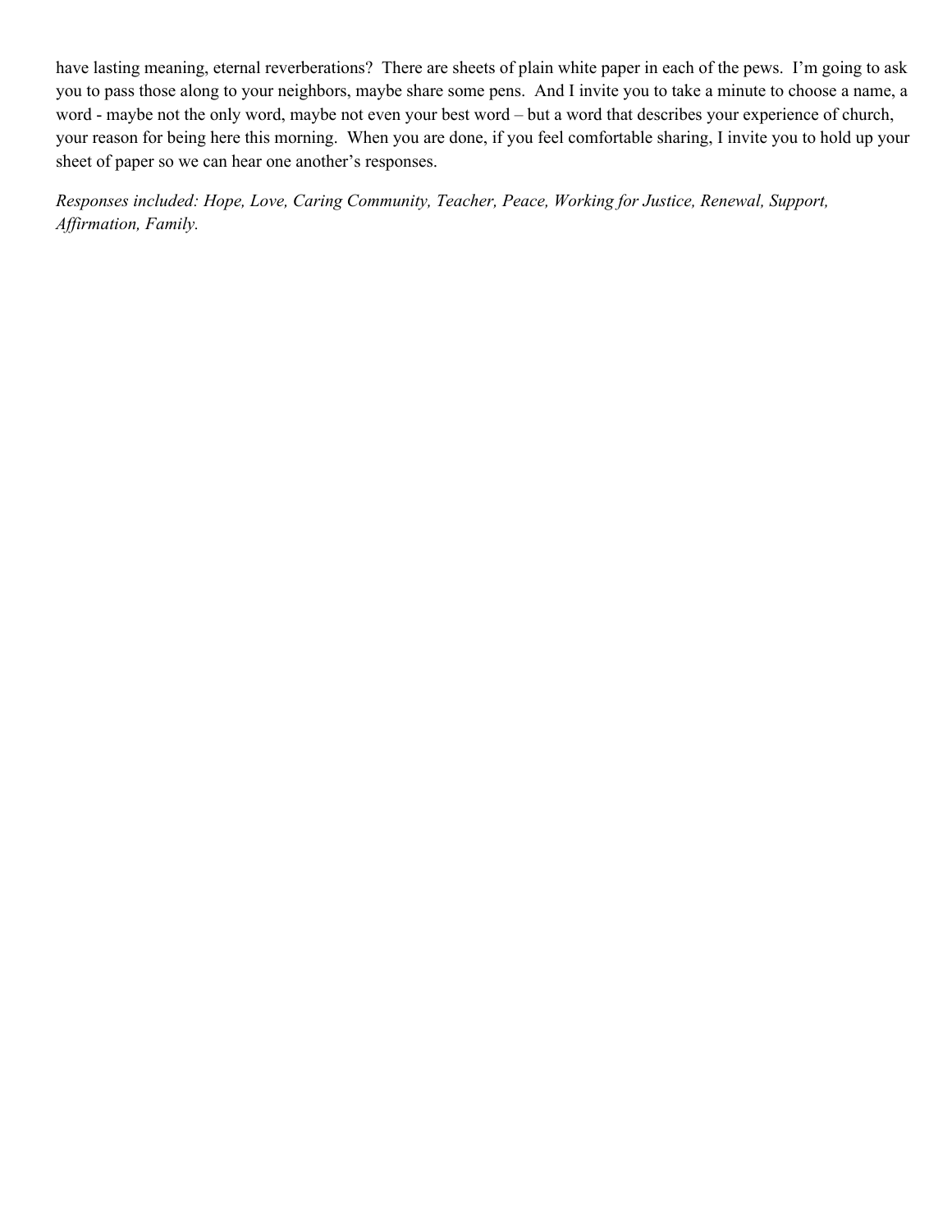have lasting meaning, eternal reverberations? There are sheets of plain white paper in each of the pews. I'm going to ask you to pass those along to your neighbors, maybe share some pens. And I invite you to take a minute to choose a name, a word - maybe not the only word, maybe not even your best word – but a word that describes your experience of church, your reason for being here this morning. When you are done, if you feel comfortable sharing, I invite you to hold up your sheet of paper so we can hear one another's responses.

*Responses included: Hope, Love, Caring Community, Teacher, Peace, Working for Justice, Renewal, Support, Affirmation, Family.*